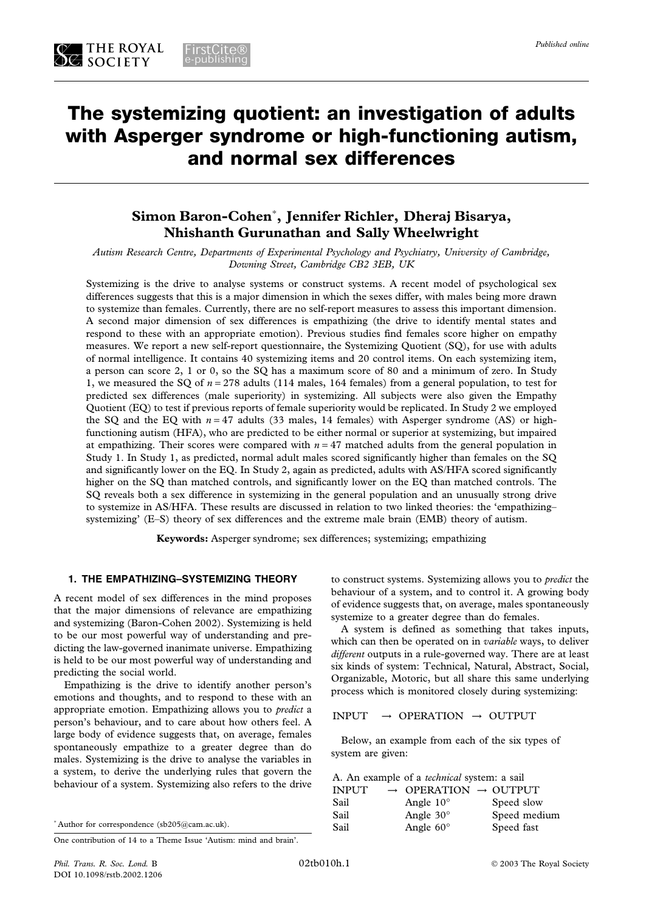# The systemizing quotient: an investigation of adults with Asperger syndrome or high-functioning autism, and normal sex differences

**Simon Baron-Cohen*, Jennifer Richler, Dheraj Bisarya, Nhishanth Gurunathan and Sally Wheelwright**

*Autism Research Centre, Departments of Experimental Psychology and Psychiatry, University of Cambridge, Downing Street, Cambridge CB2 3EB, UK*

Systemizing is the drive to analyse systems or construct systems. A recent model of psychological sex differences suggests that this is a major dimension in which the sexes differ, with males being more drawn to systemize than females. Currently, there are no self-report measures to assess this important dimension. A second major dimension of sex differences is empathizing (the drive to identify mental states and respond to these with an appropriate emotion). Previous studies find females score higher on empathy measures. We report a new self-report questionnaire, the Systemizing Quotient (SQ), for use with adults of normal intelligence. It contains 40 systemizing items and 20 control items. On each systemizing item, a person can score 2, 1 or 0, so the SQ has a maximum score of 80 and a minimum of zero. In Study 1, we measured the SQ of $n = 278$ adults (114 males, 164 females) from a general population, to test for predicted sex differences (male superiority) in systemizing. All subjects were also given the Empathy Quotient (EQ) to test if previous reports of female superiority would be replicated. In Study 2 we employed the SQ and the EQ with $n = 47$ adults (33 males, 14 females) with Asperger syndrome (AS) or high-functioning autism (HFA), who are predicted to be either normal or superior at systemizing, but impaired at empathizing. Their scores were compared with $n = 47$ matched adults from the general population in Study 1. In Study 1, as predicted, normal adult males scored significantly higher than females on the SQ and significantly lower on the EQ. In Study 2, again as predicted, adults with AS/HFA scored significantly higher on the SQ than matched controls, and significantly lower on the EQ than matched controls. The SQ reveals both a sex difference in systemizing in the general population and an unusually strong drive to systemize in AS/HFA. These results are discussed in relation to two linked theories: the 'empathizing–systemizing' (E–S) theory of sex differences and the extreme male brain (EMB) theory of autism.

**Keywords:** Asperger syndrome; sex differences; systemizing; empathizing

## 1. THE EMPATHIZING–SYSTEMIZING THEORY

A recent model of sex differences in the mind proposes that the major dimensions of relevance are empathizing and systemizing (Baron-Cohen 2002). Systemizing is held to be our most powerful way of understanding and predicting the law-governed inanimate universe. Empathizing is held to be our most powerful way of understanding and predicting the social world.

Empathizing is the drive to identify another person's emotions and thoughts, and to respond to these with an appropriate emotion. Empathizing allows you to *predict* a person's behaviour, and to care about how others feel. A large body of evidence suggests that, on average, females spontaneously empathize to a greater degree than do males. Systemizing is the drive to analyse the variables in a system, to derive the underlying rules that govern the behaviour of a system. Systemizing also refers to the drive to construct systems. Systemizing allows you to *predict* the behaviour of a system, and to control it. A growing body of evidence suggests that, on average, males spontaneously systemize to a greater degree than do females.

A system is defined as something that takes inputs, which can then be operated on in *variable* ways, to deliver *different* outputs in a rule-governed way. There are at least six kinds of system: Technical, Natural, Abstract, Social, Organizable, Motoric, but all share this same underlying process which is monitored closely during systemizing:

INPUT → OPERATION → OUTPUT

Below, an example from each of the six types of system are given:

A. An example of a *technical* system: a sail

| INPUT | → OPERATION | → OUTPUT |
|---|---|---|
| Sail | Angle 10° | Speed slow |
| Sail | Angle 30° | Speed medium |
| Sail | Angle 60° | Speed fast |

\* Author for correspondence (sb205@cam.ac.uk).

One contribution of 14 to a Theme Issue 'Autism: mind and brain'.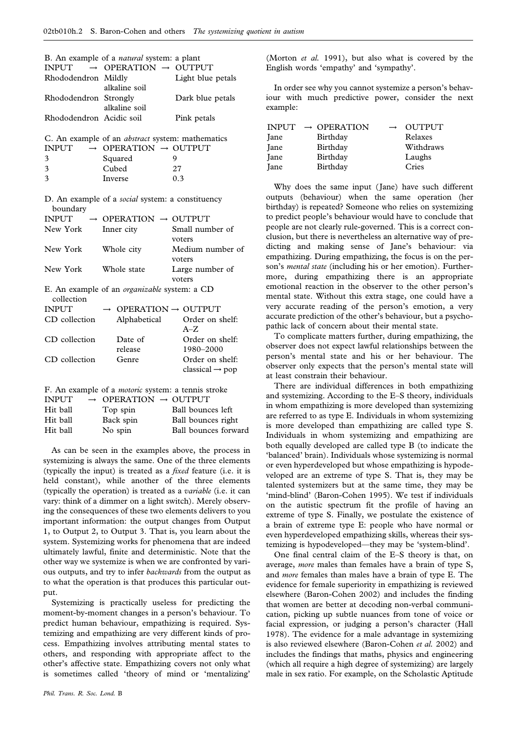B. An example of a *natural* system: a plant

| INPUT → | OPERATION → | OUTPUT |
|---|---|---|
| Rhododendron | Mildly alkaline soil | Light blue petals |
| Rhododendron | Strongly alkaline soil | Dark blue petals |
| Rhododendron | Acidic soil | Pink petals |

C. An example of an *abstract* system: mathematics

| INPUT → | OPERATION → | OUTPUT |
|---|---|---|
| 3 | Squared | 9 |
| 3 | Cubed | 27 |
| 3 | Inverse | 0.3 |

D. An example of a *social* system: a constituency boundary

| INPUT → | OPERATION → | OUTPUT |
|---|---|---|
| New York | Inner city | Small number of voters |
| New York | Whole city | Medium number of voters |
| New York | Whole state | Large number of voters |

E. An example of an *organizable* system: a CD collection

| INPUT → | OPERATION → | OUTPUT |
|---|---|---|
| CD collection | Alphabetical | Order on shelf: A–Z |
| CD collection | Date of release | Order on shelf: 1980–2000 |
| CD collection | Genre | Order on shelf: classical → pop |

F. An example of a *motoric* system: a tennis stroke

| INPUT → | OPERATION → | OUTPUT |
|---|---|---|
| Hit ball | Top spin | Ball bounces left |
| Hit ball | Back spin | Ball bounces right |
| Hit ball | No spin | Ball bounces forward |

As can be seen in the examples above, the process in systemizing is always the same. One of the three elements (typically the input) is treated as a *fixed* feature (i.e. it is held constant), while another of the three elements (typically the operation) is treated as a *variable* (i.e. it can vary: think of a dimmer on a light switch). Merely observing the consequences of these two elements delivers to you important information: the output changes from Output 1, to Output 2, to Output 3. That is, you learn about the system. Systemizing works for phenomena that are indeed ultimately lawful, finite and deterministic. Note that the other way we systemize is when we are confronted by various outputs, and try to infer *backwards* from the output as to what the operation is that produces this particular output.

Systemizing is practically useless for predicting the moment-by-moment changes in a person's behaviour. To predict human behaviour, empathizing is required. Systemizing and empathizing are very different kinds of process. Empathizing involves attributing mental states to others, and responding with appropriate affect to the other's affective state. Empathizing covers not only what is sometimes called 'theory of mind or 'mentalizing' (Morton *et al.* 1991), but also what is covered by the English words 'empathy' and 'sympathy'.

In order see why you cannot systemize a person's behaviour with much predictive power, consider the next example:

| INPUT → | OPERATION → | OUTPUT |
|---|---|---|
| Jane | Birthday | Relaxes |
| Jane | Birthday | Withdraws |
| Jane | Birthday | Laughs |
| Jane | Birthday | Cries |

Why does the same input (Jane) have such different outputs (behaviour) when the same operation (her birthday) is repeated? Someone who relies on systemizing to predict people's behaviour would have to conclude that people are not clearly rule-governed. This is a correct conclusion, but there is nevertheless an alternative way of predicting and making sense of Jane's behaviour: via empathizing. During empathizing, the focus is on the person's *mental state* (including his or her emotion). Furthermore, during empathizing there is an appropriate emotional reaction in the observer to the other person's mental state. Without this extra stage, one could have a very accurate reading of the person's emotion, a very accurate prediction of the other's behaviour, but a psychopathic lack of concern about their mental state.

To complicate matters further, during empathizing, the observer does not expect lawful relationships between the person's mental state and his or her behaviour. The observer only expects that the person's mental state will at least constrain their behaviour.

There are individual differences in both empathizing and systemizing. According to the E–S theory, individuals in whom empathizing is more developed than systemizing are referred to as type E. Individuals in whom systemizing is more developed than empathizing are called type S. Individuals in whom systemizing and empathizing are both equally developed are called type B (to indicate the 'balanced' brain). Individuals whose systemizing is normal or even hyperdeveloped but whose empathizing is hypodeveloped are an extreme of type S. That is, they may be talented systemizers but at the same time, they may be 'mind-blind' (Baron-Cohen 1995). We test if individuals on the autistic spectrum fit the profile of having an extreme of type S. Finally, we postulate the existence of a brain of extreme type E: people who have normal or even hyperdeveloped empathizing skills, whereas their systemizing is hypodeveloped—they may be 'system-blind'.

One final central claim of the E–S theory is that, on average, *more* males than females have a brain of type S, and *more* females than males have a brain of type E. The evidence for female superiority in empathizing is reviewed elsewhere (Baron-Cohen 2002) and includes the finding that women are better at decoding non-verbal communication, picking up subtle nuances from tone of voice or facial expression, or judging a person's character (Hall 1978). The evidence for a male advantage in systemizing is also reviewed elsewhere (Baron-Cohen *et al.* 2002) and includes the findings that maths, physics and engineering (which all require a high degree of systemizing) are largely male in sex ratio. For example, on the Scholastic Aptitude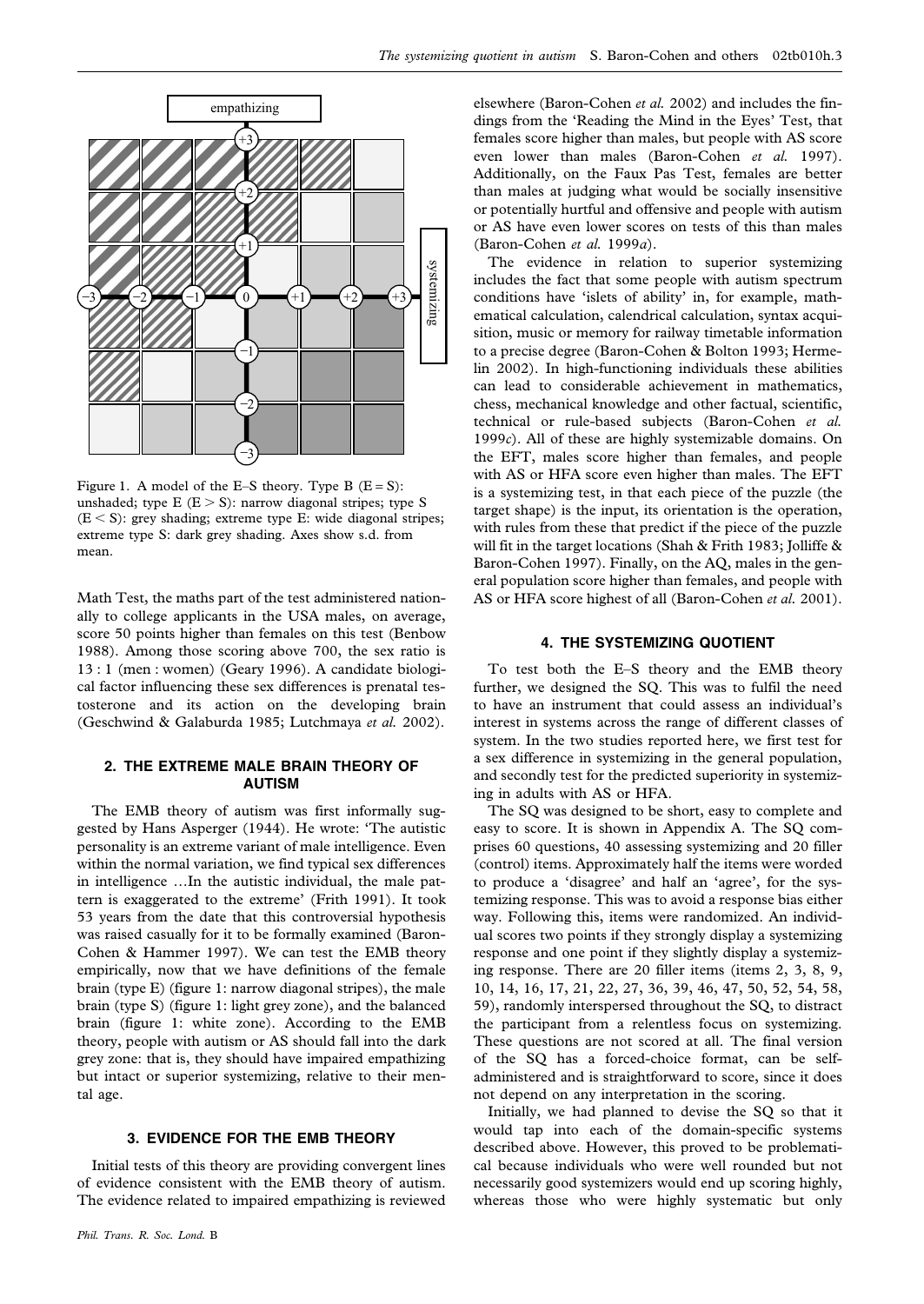Figure 1. A model of the E–S theory. Type B (E = S): unshaded; type E (E > S): narrow diagonal stripes; type S (E < S): grey shading; extreme type E: wide diagonal stripes; extreme type S: dark grey shading. Axes show s.d. from mean.

Math Test, the maths part of the test administered nationally to college applicants in the USA males, on average, score 50 points higher than females on this test (Benbow 1988). Among those scoring above 700, the sex ratio is 13 : 1 (men : women) (Geary 1996). A candidate biological factor influencing these sex differences is prenatal testosterone and its action on the developing brain (Geschwind & Galaburda 1985; Lutchmaya *et al.* 2002).

## 2. THE EXTREME MALE BRAIN THEORY OF AUTISM

The EMB theory of autism was first informally suggested by Hans Asperger (1944). He wrote: 'The autistic personality is an extreme variant of male intelligence. Even within the normal variation, we find typical sex differences in intelligence …In the autistic individual, the male pattern is exaggerated to the extreme' (Frith 1991). It took 53 years from the date that this controversial hypothesis was raised casually for it to be formally examined (Baron-Cohen & Hammer 1997). We can test the EMB theory empirically, now that we have definitions of the female brain (type E) (figure 1: narrow diagonal stripes), the male brain (type S) (figure 1: light grey zone), and the balanced brain (figure 1: white zone). According to the EMB theory, people with autism or AS should fall into the dark grey zone: that is, they should have impaired empathizing but intact or superior systemizing, relative to their mental age.

## 3. EVIDENCE FOR THE EMB THEORY

Initial tests of this theory are providing convergent lines of evidence consistent with the EMB theory of autism. The evidence related to impaired empathizing is reviewed elsewhere (Baron-Cohen *et al.* 2002) and includes the findings from the 'Reading the Mind in the Eyes' Test, that females score higher than males, but people with AS score even lower than males (Baron-Cohen *et al.* 1997). Additionally, on the Faux Pas Test, females are better than males at judging what would be socially insensitive or potentially hurtful and offensive and people with autism or AS have even lower scores on tests of this than males (Baron-Cohen *et al.* 1999*a*).

The evidence in relation to superior systemizing includes the fact that some people with autism spectrum conditions have 'islets of ability' in, for example, mathematical calculation, calendrical calculation, syntax acquisition, music or memory for railway timetable information to a precise degree (Baron-Cohen & Bolton 1993; Hermelin 2002). In high-functioning individuals these abilities can lead to considerable achievement in mathematics, chess, mechanical knowledge and other factual, scientific, technical or rule-based subjects (Baron-Cohen *et al.* 1999*c*). All of these are highly systemizable domains. On the EFT, males score higher than females, and people with AS or HFA score even higher than males. The EFT is a systemizing test, in that each piece of the puzzle (the target shape) is the input, its orientation is the operation, with rules from these that predict if the piece of the puzzle will fit in the target locations (Shah & Frith 1983; Jolliffe & Baron-Cohen 1997). Finally, on the AQ, males in the general population score higher than females, and people with AS or HFA score highest of all (Baron-Cohen *et al.* 2001).

## 4. THE SYSTEMIZING QUOTIENT

To test both the E–S theory and the EMB theory further, we designed the SQ. This was to fulfil the need to have an instrument that could assess an individual's interest in systems across the range of different classes of system. In the two studies reported here, we first test for a sex difference in systemizing in the general population, and secondly test for the predicted superiority in systemizing in adults with AS or HFA.

The SQ was designed to be short, easy to complete and easy to score. It is shown in Appendix A. The SQ comprises 60 questions, 40 assessing systemizing and 20 filler (control) items. Approximately half the items were worded to produce a 'disagree' and half an 'agree', for the systemizing response. This was to avoid a response bias either way. Following this, items were randomized. An individual scores two points if they strongly display a systemizing response and one point if they slightly display a systemizing response. There are 20 filler items (items 2, 3, 8, 9, 10, 14, 16, 17, 21, 22, 27, 36, 39, 46, 47, 50, 52, 54, 58, 59), randomly interspersed throughout the SQ, to distract the participant from a relentless focus on systemizing. These questions are not scored at all. The final version of the SQ has a forced-choice format, can be self-administered and is straightforward to score, since it does not depend on any interpretation in the scoring.

Initially, we had planned to devise the SQ so that it would tap into each of the domain-specific systems described above. However, this proved to be problematical because individuals who were well rounded but not necessarily good systemizers would end up scoring highly, whereas those who were highly systematic but only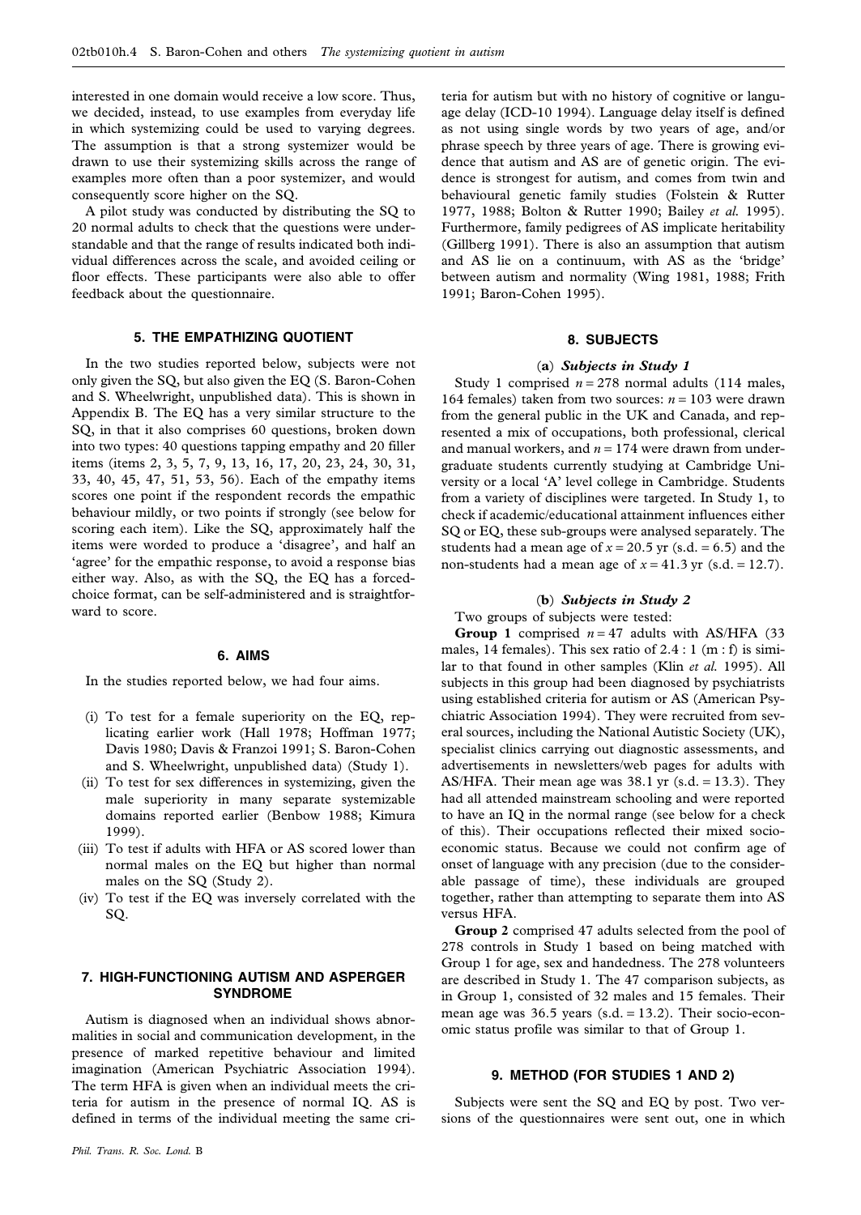interested in one domain would receive a low score. Thus, we decided, instead, to use examples from everyday life in which systemizing could be used to varying degrees. The assumption is that a strong systemizer would be drawn to use their systemizing skills across the range of examples more often than a poor systemizer, and would consequently score higher on the SQ.

A pilot study was conducted by distributing the SQ to 20 normal adults to check that the questions were understandable and that the range of results indicated both individual differences across the scale, and avoided ceiling or floor effects. These participants were also able to offer feedback about the questionnaire.

## 5. THE EMPATHIZING QUOTIENT

In the two studies reported below, subjects were not only given the SQ, but also given the EQ (S. Baron-Cohen and S. Wheelwright, unpublished data). This is shown in Appendix B. The EQ has a very similar structure to the SQ, in that it also comprises 60 questions, broken down into two types: 40 questions tapping empathy and 20 filler items (items 2, 3, 5, 7, 9, 13, 16, 17, 20, 23, 24, 30, 31, 33, 40, 45, 47, 51, 53, 56). Each of the empathy items scores one point if the respondent records the empathic behaviour mildly, or two points if strongly (see below for scoring each item). Like the SQ, approximately half the items were worded to produce a 'disagree', and half an 'agree' for the empathic response, to avoid a response bias either way. Also, as with the SQ, the EQ has a forced-choice format, can be self-administered and is straightforward to score.

## 6. AIMS

In the studies reported below, we had four aims.

- (i) To test for a female superiority on the EQ, replicating earlier work (Hall 1978; Hoffman 1977; Davis 1980; Davis & Franzoi 1991; S. Baron-Cohen and S. Wheelwright, unpublished data) (Study 1).
- (ii) To test for sex differences in systemizing, given the male superiority in many separate systemizable domains reported earlier (Benbow 1988; Kimura 1999).
- (iii) To test if adults with HFA or AS scored lower than normal males on the EQ but higher than normal males on the SQ (Study 2).
- (iv) To test if the EQ was inversely correlated with the SQ.

## 7. HIGH-FUNCTIONING AUTISM AND ASPERGER SYNDROME

Autism is diagnosed when an individual shows abnormalities in social and communication development, in the presence of marked repetitive behaviour and limited imagination (American Psychiatric Association 1994). The term HFA is given when an individual meets the criteria for autism in the presence of normal IQ. AS is defined in terms of the individual meeting the same criteria for autism but with no history of cognitive or language delay (ICD-10 1994). Language delay itself is defined as not using single words by two years of age, and/or phrase speech by three years of age. There is growing evidence that autism and AS are of genetic origin. The evidence is strongest for autism, and comes from twin and behavioural genetic family studies (Folstein & Rutter 1977, 1988; Bolton & Rutter 1990; Bailey *et al.* 1995). Furthermore, family pedigrees of AS implicate heritability (Gillberg 1991). There is also an assumption that autism and AS lie on a continuum, with AS as the 'bridge' between autism and normality (Wing 1981, 1988; Frith 1991; Baron-Cohen 1995).

## 8. SUBJECTS

### (a) *Subjects in Study 1*

Study 1 comprised $n = 278$ normal adults (114 males, 164 females) taken from two sources: $n = 103$ were drawn from the general public in the UK and Canada, and represented a mix of occupations, both professional, clerical and manual workers, and $n = 174$ were drawn from undergraduate students currently studying at Cambridge University or a local 'A' level college in Cambridge. Students from a variety of disciplines were targeted. In Study 1, to check if academic/educational attainment influences either SQ or EQ, these sub-groups were analysed separately. The students had a mean age of $x = 20.5$ yr (s.d. = 6.5) and the non-students had a mean age of $x = 41.3$ yr (s.d. = 12.7).

### (b) *Subjects in Study 2*

Two groups of subjects were tested:

**Group 1** comprised $n = 47$ adults with AS/HFA (33 males, 14 females). This sex ratio of 2.4 : 1 (m : f) is similar to that found in other samples (Klin *et al.* 1995). All subjects in this group had been diagnosed by psychiatrists using established criteria for autism or AS (American Psychiatric Association 1994). They were recruited from several sources, including the National Autistic Society (UK), specialist clinics carrying out diagnostic assessments, and advertisements in newsletters/web pages for adults with AS/HFA. Their mean age was 38.1 yr (s.d. = 13.3). They had all attended mainstream schooling and were reported to have an IQ in the normal range (see below for a check of this). Their occupations reflected their mixed socio-economic status. Because we could not confirm age of onset of language with any precision (due to the considerable passage of time), these individuals are grouped together, rather than attempting to separate them into AS versus HFA.

**Group 2** comprised 47 adults selected from the pool of 278 controls in Study 1 based on being matched with Group 1 for age, sex and handedness. The 278 volunteers are described in Study 1. The 47 comparison subjects, as in Group 1, consisted of 32 males and 15 females. Their mean age was 36.5 years (s.d. = 13.2). Their socio-economic status profile was similar to that of Group 1.

## 9. METHOD (FOR STUDIES 1 AND 2)

Subjects were sent the SQ and EQ by post. Two versions of the questionnaires were sent out, one in which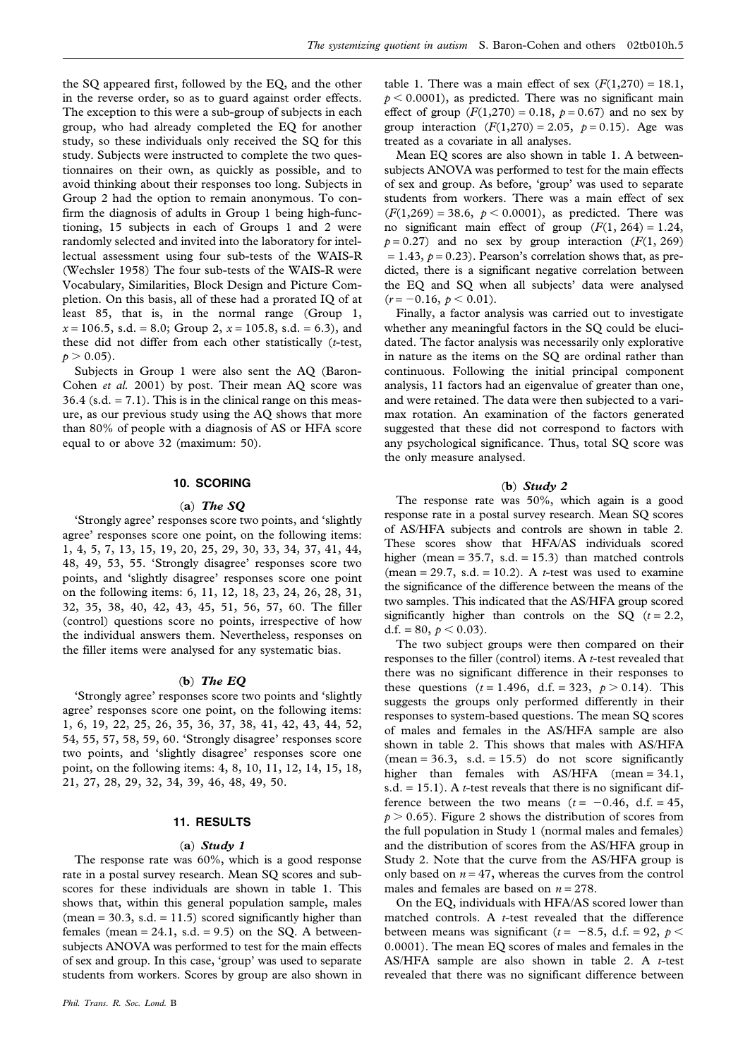the SQ appeared first, followed by the EQ, and the other in the reverse order, so as to guard against order effects. The exception to this were a sub-group of subjects in each group, who had already completed the EQ for another study, so these individuals only received the SQ for this study. Subjects were instructed to complete the two questionnaires on their own, as quickly as possible, and to avoid thinking about their responses too long. Subjects in Group 2 had the option to remain anonymous. To confirm the diagnosis of adults in Group 1 being high-functioning, 15 subjects in each of Groups 1 and 2 were randomly selected and invited into the laboratory for intellectual assessment using four sub-tests of the WAIS-R (Wechsler 1958) The four sub-tests of the WAIS-R were Vocabulary, Similarities, Block Design and Picture Completion. On this basis, all of these had a prorated IQ of at least 85, that is, in the normal range (Group 1, $x = 106.5$, s.d. = 8.0; Group 2, $x = 105.8$, s.d. = 6.3), and these did not differ from each other statistically ($t$-test, $p > 0.05$).

Subjects in Group 1 were also sent the AQ (Baron-Cohen *et al.* 2001) by post. Their mean AQ score was 36.4 (s.d. = 7.1). This is in the clinical range on this measure, as our previous study using the AQ shows that more than 80% of people with a diagnosis of AS or HFA score equal to or above 32 (maximum: 50).

## 10. SCORING

### (a) *The SQ*

'Strongly agree' responses score two points, and 'slightly agree' responses score one point, on the following items: 1, 4, 5, 7, 13, 15, 19, 20, 25, 29, 30, 33, 34, 37, 41, 44, 48, 49, 53, 55. 'Strongly disagree' responses score two points, and 'slightly disagree' responses score one point on the following items: 6, 11, 12, 18, 23, 24, 26, 28, 31, 32, 35, 38, 40, 42, 43, 45, 51, 56, 57, 60. The filler (control) questions score no points, irrespective of how the individual answers them. Nevertheless, responses on the filler items were analysed for any systematic bias.

### (b) *The EQ*

'Strongly agree' responses score two points and 'slightly agree' responses score one point, on the following items: 1, 6, 19, 22, 25, 26, 35, 36, 37, 38, 41, 42, 43, 44, 52, 54, 55, 57, 58, 59, 60. 'Strongly disagree' responses score two points, and 'slightly disagree' responses score one point, on the following items: 4, 8, 10, 11, 12, 14, 15, 18, 21, 27, 28, 29, 32, 34, 39, 46, 48, 49, 50.

## 11. RESULTS

### (a) *Study 1*

The response rate was 60%, which is a good response rate in a postal survey research. Mean SQ scores and sub-scores for these individuals are shown in table 1. This shows that, within this general population sample, males (mean = 30.3, s.d. = 11.5) scored significantly higher than females (mean = 24.1, s.d. = 9.5) on the SQ. A between-subjects ANOVA was performed to test for the main effects of sex and group. In this case, 'group' was used to separate students from workers. Scores by group are also shown in table 1. There was a main effect of sex ($F(1,270) = 18.1$, $p < 0.0001$), as predicted. There was no significant main effect of group ($F(1,270) = 0.18$, $p = 0.67$) and no sex by group interaction ($F(1,270) = 2.05$, $p = 0.15$). Age was treated as a covariate in all analyses.

Mean EQ scores are also shown in table 1. A between-subjects ANOVA was performed to test for the main effects of sex and group. As before, 'group' was used to separate students from workers. There was a main effect of sex ($F(1,269) = 38.6$, $p < 0.0001$), as predicted. There was no significant main effect of group ($F(1, 264) = 1.24$, $p = 0.27$) and no sex by group interaction ($F(1, 269) = 1.43$, $p = 0.23$). Pearson's correlation shows that, as predicted, there is a significant negative correlation between the EQ and SQ when all subjects' data were analysed ($r = -0.16$, $p < 0.01$).

Finally, a factor analysis was carried out to investigate whether any meaningful factors in the SQ could be elucidated. The factor analysis was necessarily only explorative in nature as the items on the SQ are ordinal rather than continuous. Following the initial principal component analysis, 11 factors had an eigenvalue of greater than one, and were retained. The data were then subjected to a varimax rotation. An examination of the factors generated suggested that these did not correspond to factors with any psychological significance. Thus, total SQ score was the only measure analysed.

### (b) *Study 2*

The response rate was 50%, which again is a good response rate in a postal survey research. Mean SQ scores of AS/HFA subjects and controls are shown in table 2. These scores show that HFA/AS individuals scored higher (mean = 35.7, s.d. = 15.3) than matched controls (mean = 29.7, s.d. = 10.2). A $t$-test was used to examine the significance of the difference between the means of the two samples. This indicated that the AS/HFA group scored significantly higher than controls on the SQ ($t = 2.2$, d.f. = 80, $p < 0.03$).

The two subject groups were then compared on their responses to the filler (control) items. A $t$-test revealed that there was no significant difference in their responses to these questions ($t = 1.496$, d.f. = 323, $p > 0.14$). This suggests the groups only performed differently in their responses to system-based questions. The mean SQ scores of males and females in the AS/HFA sample are also shown in table 2. This shows that males with AS/HFA (mean = 36.3, s.d. = 15.5) do not score significantly higher than females with AS/HFA (mean = 34.1, s.d. = 15.1). A $t$-test reveals that there is no significant difference between the two means ($t = -0.46$, d.f. = 45, $p > 0.65$). Figure 2 shows the distribution of scores from the full population in Study 1 (normal males and females) and the distribution of scores from the AS/HFA group in Study 2. Note that the curve from the AS/HFA group is only based on $n = 47$, whereas the curves from the control males and females are based on $n = 278$.

On the EQ, individuals with HFA/AS scored lower than matched controls. A $t$-test revealed that the difference between means was significant ($t = -8.5$, d.f. = 92, $p < 0.0001$). The mean EQ scores of males and females in the AS/HFA sample are also shown in table 2. A $t$-test revealed that there was no significant difference between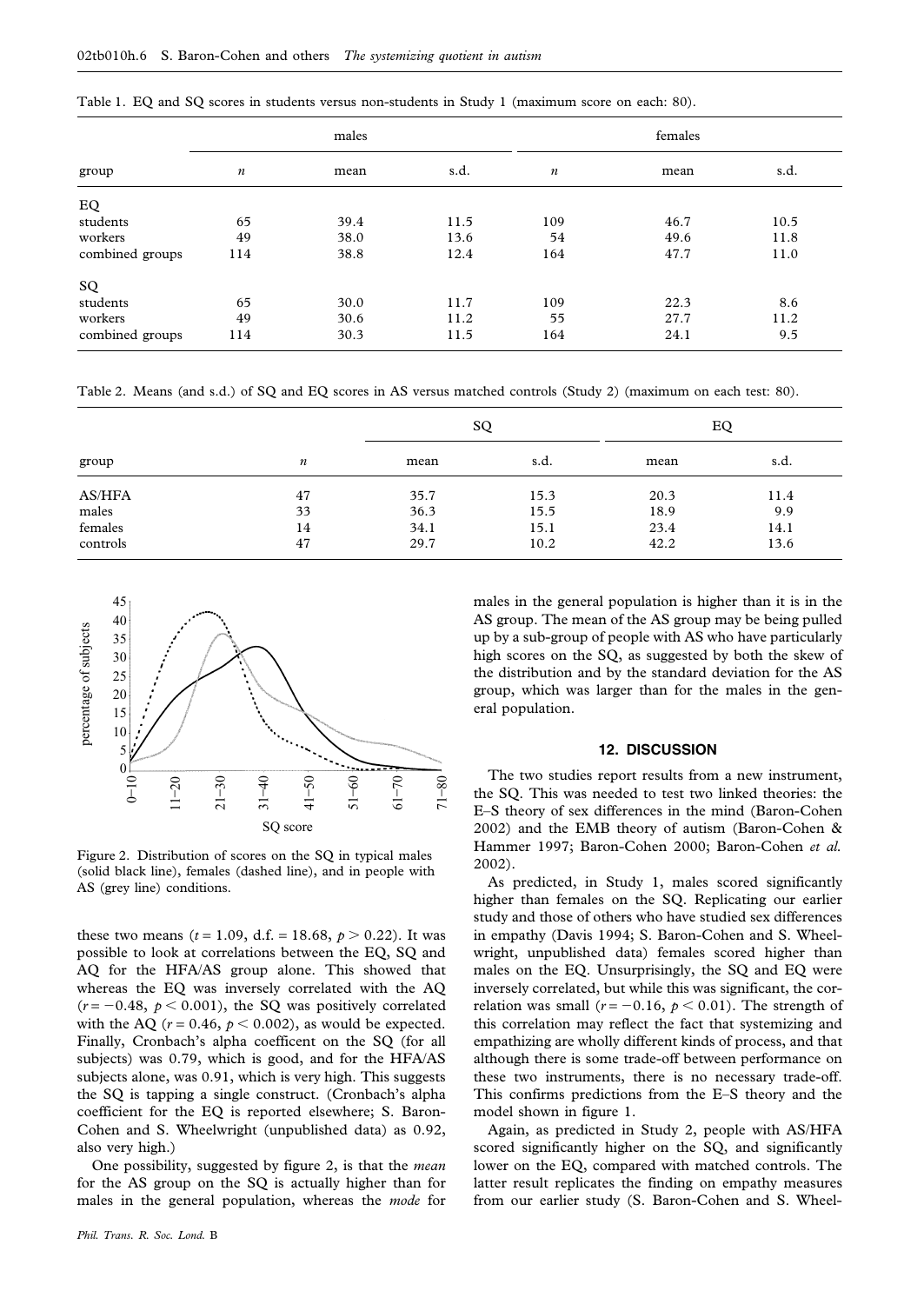Table 1. EQ and SQ scores in students versus non-students in Study 1 (maximum score on each: 80).

| group | males | | | females | | |
|---|---|---|---|---|---|---|
| | *n* | mean | s.d. | *n* | mean | s.d. |
| EQ | | | | | | |
| students | 65 | 39.4 | 11.5 | 109 | 46.7 | 10.5 |
| workers | 49 | 38.0 | 13.6 | 54 | 49.6 | 11.8 |
| combined groups | 114 | 38.8 | 12.4 | 164 | 47.7 | 11.0 |
| SQ | | | | | | |
| students | 65 | 30.0 | 11.7 | 109 | 22.3 | 8.6 |
| workers | 49 | 30.6 | 11.2 | 55 | 27.7 | 11.2 |
| combined groups | 114 | 30.3 | 11.5 | 164 | 24.1 | 9.5 |

Table 2. Means (and s.d.) of SQ and EQ scores in AS versus matched controls (Study 2) (maximum on each test: 80).

| group | *n* | SQ | | EQ | |
|---|---|---|---|---|---|
| | | mean | s.d. | mean | s.d. |
| AS/HFA | 47 | 35.7 | 15.3 | 20.3 | 11.4 |
| males | 33 | 36.3 | 15.5 | 18.9 | 9.9 |
| females | 14 | 34.1 | 15.1 | 23.4 | 14.1 |
| controls | 47 | 29.7 | 10.2 | 42.2 | 13.6 |

Figure 2. Distribution of scores on the SQ in typical males (solid black line), females (dashed line), and in people with AS (grey line) conditions.

these two means ($t = 1.09$, d.f. $= 18.68$, $p > 0.22$). It was possible to look at correlations between the EQ, SQ and AQ for the HFA/AS group alone. This showed that whereas the EQ was inversely correlated with the AQ ($r = -0.48$, $p < 0.001$), the SQ was positively correlated with the AQ ($r = 0.46$, $p < 0.002$), as would be expected. Finally, Cronbach's alpha coefficent on the SQ (for all subjects) was 0.79, which is good, and for the HFA/AS subjects alone, was 0.91, which is very high. This suggests the SQ is tapping a single construct. (Cronbach's alpha coefficient for the EQ is reported elsewhere; S. Baron-Cohen and S. Wheelwright (unpublished data) as 0.92, also very high.)

One possibility, suggested by figure 2, is that the *mean* for the AS group on the SQ is actually higher than for males in the general population, whereas the *mode* for males in the general population is higher than it is in the AS group. The mean of the AS group may be being pulled up by a sub-group of people with AS who have particularly high scores on the SQ, as suggested by both the skew of the distribution and by the standard deviation for the AS group, which was larger than for the males in the general population.

## 12. DISCUSSION

The two studies report results from a new instrument, the SQ. This was needed to test two linked theories: the E–S theory of sex differences in the mind (Baron-Cohen 2002) and the EMB theory of autism (Baron-Cohen & Hammer 1997; Baron-Cohen 2000; Baron-Cohen *et al.* 2002).

As predicted, in Study 1, males scored significantly higher than females on the SQ. Replicating our earlier study and those of others who have studied sex differences in empathy (Davis 1994; S. Baron-Cohen and S. Wheelwright, unpublished data) females scored higher than males on the EQ. Unsurprisingly, the SQ and EQ were inversely correlated, but while this was significant, the correlation was small ($r = -0.16$, $p < 0.01$). The strength of this correlation may reflect the fact that systemizing and empathizing are wholly different kinds of process, and that although there is some trade-off between performance on these two instruments, there is no necessary trade-off. This confirms predictions from the E–S theory and the model shown in figure 1.

Again, as predicted in Study 2, people with AS/HFA scored significantly higher on the SQ, and significantly lower on the EQ, compared with matched controls. The latter result replicates the finding on empathy measures from our earlier study (S. Baron-Cohen and S. Wheel-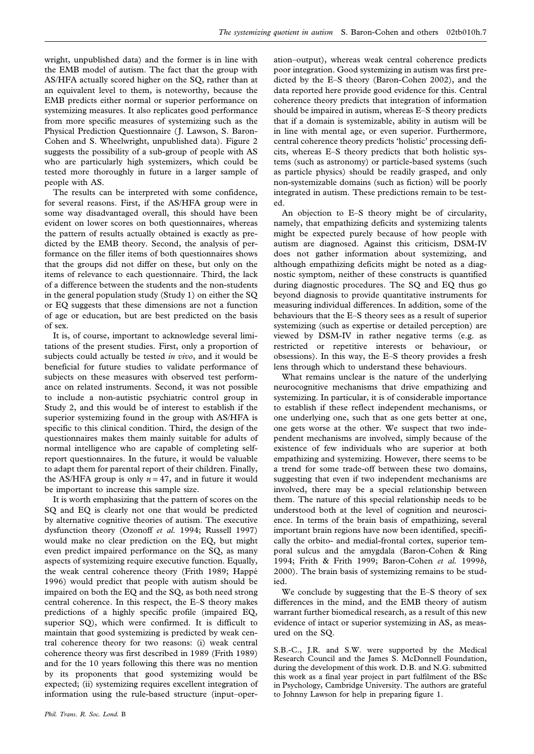wright, unpublished data) and the former is in line with the EMB model of autism. The fact that the group with AS/HFA actually scored higher on the SQ, rather than at an equivalent level to them, is noteworthy, because the EMB predicts either normal or superior performance on systemizing measures. It also replicates good performance from more specific measures of systemizing such as the Physical Prediction Questionnaire (J. Lawson, S. Baron-Cohen and S. Wheelwright, unpublished data). Figure 2 suggests the possibility of a sub-group of people with AS who are particularly high systemizers, which could be tested more thoroughly in future in a larger sample of people with AS.

The results can be interpreted with some confidence, for several reasons. First, if the AS/HFA group were in some way disadvantaged overall, this should have been evident on lower scores on both questionnaires, whereas the pattern of results actually obtained is exactly as predicted by the EMB theory. Second, the analysis of performance on the filler items of both questionnaires shows that the groups did not differ on these, but only on the items of relevance to each questionnaire. Third, the lack of a difference between the students and the non-students in the general population study (Study 1) on either the SQ or EQ suggests that these dimensions are not a function of age or education, but are best predicted on the basis of sex.

It is, of course, important to acknowledge several limitations of the present studies. First, only a proportion of subjects could actually be tested *in vivo*, and it would be beneficial for future studies to validate performance of subjects on these measures with observed test performance on related instruments. Second, it was not possible to include a non-autistic psychiatric control group in Study 2, and this would be of interest to establish if the superior systemizing found in the group with AS/HFA is specific to this clinical condition. Third, the design of the questionnaires makes them mainly suitable for adults of normal intelligence who are capable of completing self-report questionnaires. In the future, it would be valuable to adapt them for parental report of their children. Finally, the AS/HFA group is only $n = 47$, and in future it would be important to increase this sample size.

It is worth emphasizing that the pattern of scores on the SQ and EQ is clearly not one that would be predicted by alternative cognitive theories of autism. The executive dysfunction theory (Ozonoff *et al.* 1994; Russell 1997) would make no clear prediction on the EQ, but might even predict impaired performance on the SQ, as many aspects of systemizing require executive function. Equally, the weak central coherence theory (Frith 1989; Happé 1996) would predict that people with autism should be impaired on both the EQ and the SQ, as both need strong central coherence. In this respect, the E–S theory makes predictions of a highly specific profile (impaired EQ, superior SQ), which were confirmed. It is difficult to maintain that good systemizing is predicted by weak central coherence theory for two reasons: (i) weak central coherence theory was first described in 1989 (Frith 1989) and for the 10 years following this there was no mention by its proponents that good systemizing would be expected; (ii) systemizing requires excellent integration of information using the rule-based structure (input–operation–output), whereas weak central coherence predicts poor integration. Good systemizing in autism was first predicted by the E–S theory (Baron-Cohen 2002), and the data reported here provide good evidence for this. Central coherence theory predicts that integration of information should be impaired in autism, whereas E–S theory predicts that if a domain is systemizable, ability in autism will be in line with mental age, or even superior. Furthermore, central coherence theory predicts 'holistic' processing deficits, whereas E–S theory predicts that both holistic systems (such as astronomy) or particle-based systems (such as particle physics) should be readily grasped, and only non-systemizable domains (such as fiction) will be poorly integrated in autism. These predictions remain to be tested.

An objection to E–S theory might be of circularity, namely, that empathizing deficits and systemizing talents might be expected purely because of how people with autism are diagnosed. Against this criticism, DSM-IV does not gather information about systemizing, and although empathizing deficits might be noted as a diagnostic symptom, neither of these constructs is quantified during diagnostic procedures. The SQ and EQ thus go beyond diagnosis to provide quantitative instruments for measuring individual differences. In addition, some of the behaviours that the E–S theory sees as a result of superior systemizing (such as expertise or detailed perception) are viewed by DSM-IV in rather negative terms (e.g. as restricted or repetitive interests or behaviour, or obsessions). In this way, the E–S theory provides a fresh lens through which to understand these behaviours.

What remains unclear is the nature of the underlying neurocognitive mechanisms that drive empathizing and systemizing. In particular, it is of considerable importance to establish if these reflect independent mechanisms, or one underlying one, such that as one gets better at one, one gets worse at the other. We suspect that two independent mechanisms are involved, simply because of the existence of few individuals who are superior at both empathizing and systemizing. However, there seems to be a trend for some trade-off between these two domains, suggesting that even if two independent mechanisms are involved, there may be a special relationship between them. The nature of this special relationship needs to be understood both at the level of cognition and neuroscience. In terms of the brain basis of empathizing, several important brain regions have now been identified, specifically the orbito- and medial-frontal cortex, superior temporal sulcus and the amygdala (Baron-Cohen & Ring 1994; Frith & Frith 1999; Baron-Cohen *et al.* 1999*b*, 2000). The brain basis of systemizing remains to be studied.

We conclude by suggesting that the E–S theory of sex differences in the mind, and the EMB theory of autism warrant further biomedical research, as a result of this new evidence of intact or superior systemizing in AS, as measured on the SQ.

S.B.-C., J.R. and S.W. were supported by the Medical Research Council and the James S. McDonnell Foundation, during the development of this work. D.B. and N.G. submitted this work as a final year project in part fulfilment of the BSc in Psychology, Cambridge University. The authors are grateful to Johnny Lawson for help in preparing figure 1.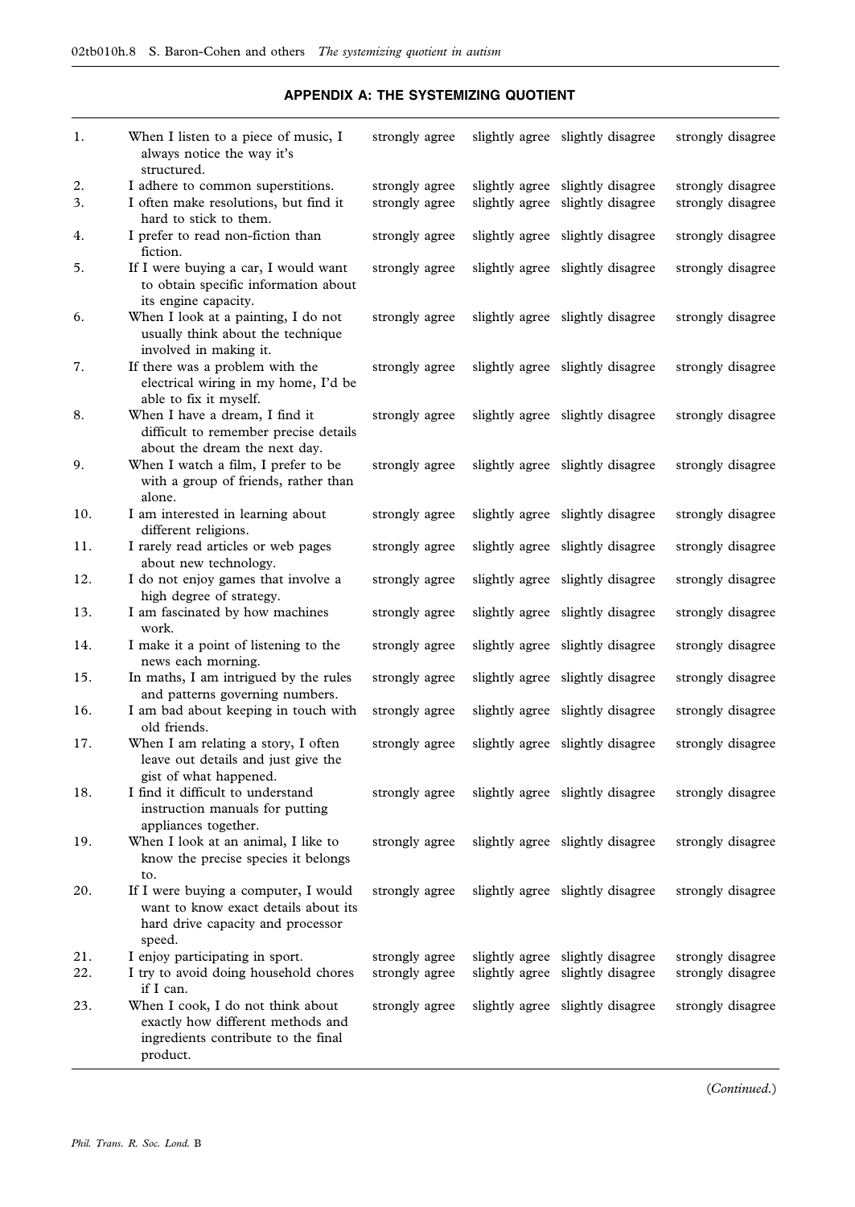## APPENDIX A: THE SYSTEMIZING QUOTIENT

| | | | | | |
|---|---|---|---|---|---|
| 1. | When I listen to a piece of music, I always notice the way it's structured. | strongly agree | slightly agree | slightly disagree | strongly disagree |
| 2. | I adhere to common superstitions. | strongly agree | slightly agree | slightly disagree | strongly disagree |
| 3. | I often make resolutions, but find it hard to stick to them. | strongly agree | slightly agree | slightly disagree | strongly disagree |
| 4. | I prefer to read non-fiction than fiction. | strongly agree | slightly agree | slightly disagree | strongly disagree |
| 5. | If I were buying a car, I would want to obtain specific information about its engine capacity. | strongly agree | slightly agree | slightly disagree | strongly disagree |
| 6. | When I look at a painting, I do not usually think about the technique involved in making it. | strongly agree | slightly agree | slightly disagree | strongly disagree |
| 7. | If there was a problem with the electrical wiring in my home, I'd be able to fix it myself. | strongly agree | slightly agree | slightly disagree | strongly disagree |
| 8. | When I have a dream, I find it difficult to remember precise details about the dream the next day. | strongly agree | slightly agree | slightly disagree | strongly disagree |
| 9. | When I watch a film, I prefer to be with a group of friends, rather than alone. | strongly agree | slightly agree | slightly disagree | strongly disagree |
| 10. | I am interested in learning about different religions. | strongly agree | slightly agree | slightly disagree | strongly disagree |
| 11. | I rarely read articles or web pages about new technology. | strongly agree | slightly agree | slightly disagree | strongly disagree |
| 12. | I do not enjoy games that involve a high degree of strategy. | strongly agree | slightly agree | slightly disagree | strongly disagree |
| 13. | I am fascinated by how machines work. | strongly agree | slightly agree | slightly disagree | strongly disagree |
| 14. | I make it a point of listening to the news each morning. | strongly agree | slightly agree | slightly disagree | strongly disagree |
| 15. | In maths, I am intrigued by the rules and patterns governing numbers. | strongly agree | slightly agree | slightly disagree | strongly disagree |
| 16. | I am bad about keeping in touch with old friends. | strongly agree | slightly agree | slightly disagree | strongly disagree |
| 17. | When I am relating a story, I often leave out details and just give the gist of what happened. | strongly agree | slightly agree | slightly disagree | strongly disagree |
| 18. | I find it difficult to understand instruction manuals for putting appliances together. | strongly agree | slightly agree | slightly disagree | strongly disagree |
| 19. | When I look at an animal, I like to know the precise species it belongs to. | strongly agree | slightly agree | slightly disagree | strongly disagree |
| 20. | If I were buying a computer, I would want to know exact details about its hard drive capacity and processor speed. | strongly agree | slightly agree | slightly disagree | strongly disagree |
| 21. | I enjoy participating in sport. | strongly agree | slightly agree | slightly disagree | strongly disagree |
| 22. | I try to avoid doing household chores if I can. | strongly agree | slightly agree | slightly disagree | strongly disagree |
| 23. | When I cook, I do not think about exactly how different methods and ingredients contribute to the final product. | strongly agree | slightly agree | slightly disagree | strongly disagree |

(*Continued.*)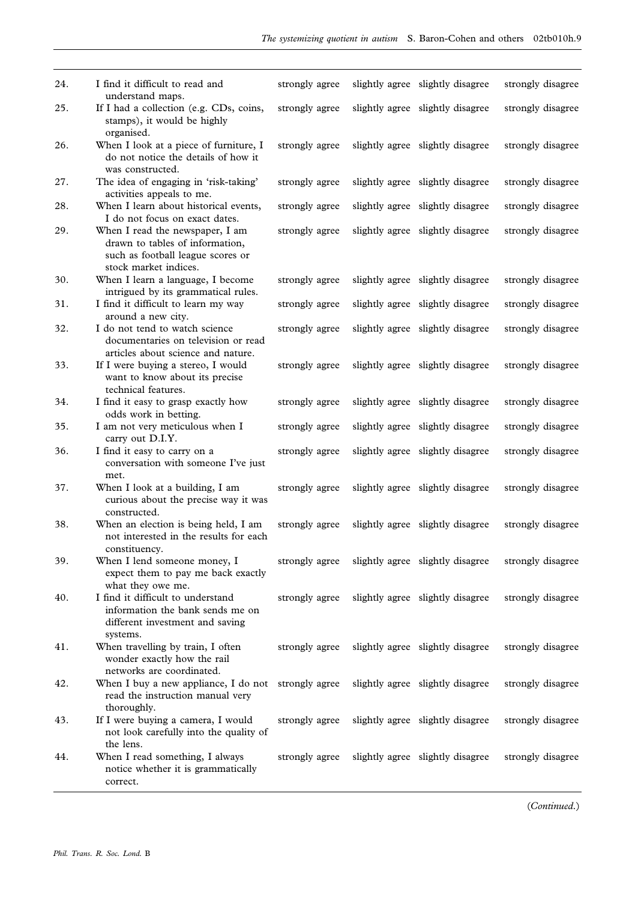| | | | | | |
|---|---|---|---|---|---|
| 24. | I find it difficult to read and understand maps. | strongly agree | slightly agree | slightly disagree | strongly disagree |
| 25. | If I had a collection (e.g. CDs, coins, stamps), it would be highly organised. | strongly agree | slightly agree | slightly disagree | strongly disagree |
| 26. | When I look at a piece of furniture, I do not notice the details of how it was constructed. | strongly agree | slightly agree | slightly disagree | strongly disagree |
| 27. | The idea of engaging in 'risk-taking' activities appeals to me. | strongly agree | slightly agree | slightly disagree | strongly disagree |
| 28. | When I learn about historical events, I do not focus on exact dates. | strongly agree | slightly agree | slightly disagree | strongly disagree |
| 29. | When I read the newspaper, I am drawn to tables of information, such as football league scores or stock market indices. | strongly agree | slightly agree | slightly disagree | strongly disagree |
| 30. | When I learn a language, I become intrigued by its grammatical rules. | strongly agree | slightly agree | slightly disagree | strongly disagree |
| 31. | I find it difficult to learn my way around a new city. | strongly agree | slightly agree | slightly disagree | strongly disagree |
| 32. | I do not tend to watch science documentaries on television or read articles about science and nature. | strongly agree | slightly agree | slightly disagree | strongly disagree |
| 33. | If I were buying a stereo, I would want to know about its precise technical features. | strongly agree | slightly agree | slightly disagree | strongly disagree |
| 34. | I find it easy to grasp exactly how odds work in betting. | strongly agree | slightly agree | slightly disagree | strongly disagree |
| 35. | I am not very meticulous when I carry out D.I.Y. | strongly agree | slightly agree | slightly disagree | strongly disagree |
| 36. | I find it easy to carry on a conversation with someone I've just met. | strongly agree | slightly agree | slightly disagree | strongly disagree |
| 37. | When I look at a building, I am curious about the precise way it was constructed. | strongly agree | slightly agree | slightly disagree | strongly disagree |
| 38. | When an election is being held, I am not interested in the results for each constituency. | strongly agree | slightly agree | slightly disagree | strongly disagree |
| 39. | When I lend someone money, I expect them to pay me back exactly what they owe me. | strongly agree | slightly agree | slightly disagree | strongly disagree |
| 40. | I find it difficult to understand information the bank sends me on different investment and saving systems. | strongly agree | slightly agree | slightly disagree | strongly disagree |
| 41. | When travelling by train, I often wonder exactly how the rail networks are coordinated. | strongly agree | slightly agree | slightly disagree | strongly disagree |
| 42. | When I buy a new appliance, I do not read the instruction manual very thoroughly. | strongly agree | slightly agree | slightly disagree | strongly disagree |
| 43. | If I were buying a camera, I would not look carefully into the quality of the lens. | strongly agree | slightly agree | slightly disagree | strongly disagree |
| 44. | When I read something, I always notice whether it is grammatically correct. | strongly agree | slightly agree | slightly disagree | strongly disagree |

(*Continued*.)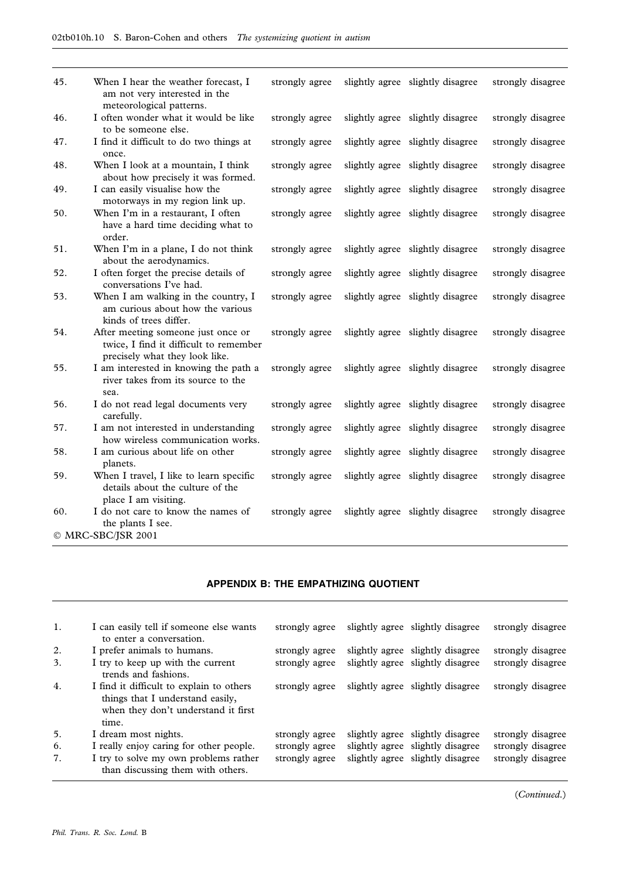| | | | | | |
|---|---|---|---|---|---|
| 45. | When I hear the weather forecast, I am not very interested in the meteorological patterns. | strongly agree | slightly agree | slightly disagree | strongly disagree |
| 46. | I often wonder what it would be like to be someone else. | strongly agree | slightly agree | slightly disagree | strongly disagree |
| 47. | I find it difficult to do two things at once. | strongly agree | slightly agree | slightly disagree | strongly disagree |
| 48. | When I look at a mountain, I think about how precisely it was formed. | strongly agree | slightly agree | slightly disagree | strongly disagree |
| 49. | I can easily visualise how the motorways in my region link up. | strongly agree | slightly agree | slightly disagree | strongly disagree |
| 50. | When I'm in a restaurant, I often have a hard time deciding what to order. | strongly agree | slightly agree | slightly disagree | strongly disagree |
| 51. | When I'm in a plane, I do not think about the aerodynamics. | strongly agree | slightly agree | slightly disagree | strongly disagree |
| 52. | I often forget the precise details of conversations I've had. | strongly agree | slightly agree | slightly disagree | strongly disagree |
| 53. | When I am walking in the country, I am curious about how the various kinds of trees differ. | strongly agree | slightly agree | slightly disagree | strongly disagree |
| 54. | After meeting someone just once or twice, I find it difficult to remember precisely what they look like. | strongly agree | slightly agree | slightly disagree | strongly disagree |
| 55. | I am interested in knowing the path a river takes from its source to the sea. | strongly agree | slightly agree | slightly disagree | strongly disagree |
| 56. | I do not read legal documents very carefully. | strongly agree | slightly agree | slightly disagree | strongly disagree |
| 57. | I am not interested in understanding how wireless communication works. | strongly agree | slightly agree | slightly disagree | strongly disagree |
| 58. | I am curious about life on other planets. | strongly agree | slightly agree | slightly disagree | strongly disagree |
| 59. | When I travel, I like to learn specific details about the culture of the place I am visiting. | strongly agree | slightly agree | slightly disagree | strongly disagree |
| 60. | I do not care to know the names of the plants I see. | strongly agree | slightly agree | slightly disagree | strongly disagree |

© MRC-SBC/JSR 2001

## APPENDIX B: THE EMPATHIZING QUOTIENT

| | | | | | |
|---|---|---|---|---|---|
| 1. | I can easily tell if someone else wants to enter a conversation. | strongly agree | slightly agree | slightly disagree | strongly disagree |
| 2. | I prefer animals to humans. | strongly agree | slightly agree | slightly disagree | strongly disagree |
| 3. | I try to keep up with the current trends and fashions. | strongly agree | slightly agree | slightly disagree | strongly disagree |
| 4. | I find it difficult to explain to others things that I understand easily, when they don't understand it first time. | strongly agree | slightly agree | slightly disagree | strongly disagree |
| 5. | I dream most nights. | strongly agree | slightly agree | slightly disagree | strongly disagree |
| 6. | I really enjoy caring for other people. | strongly agree | slightly agree | slightly disagree | strongly disagree |
| 7. | I try to solve my own problems rather than discussing them with others. | strongly agree | slightly agree | slightly disagree | strongly disagree |

(*Continued.*)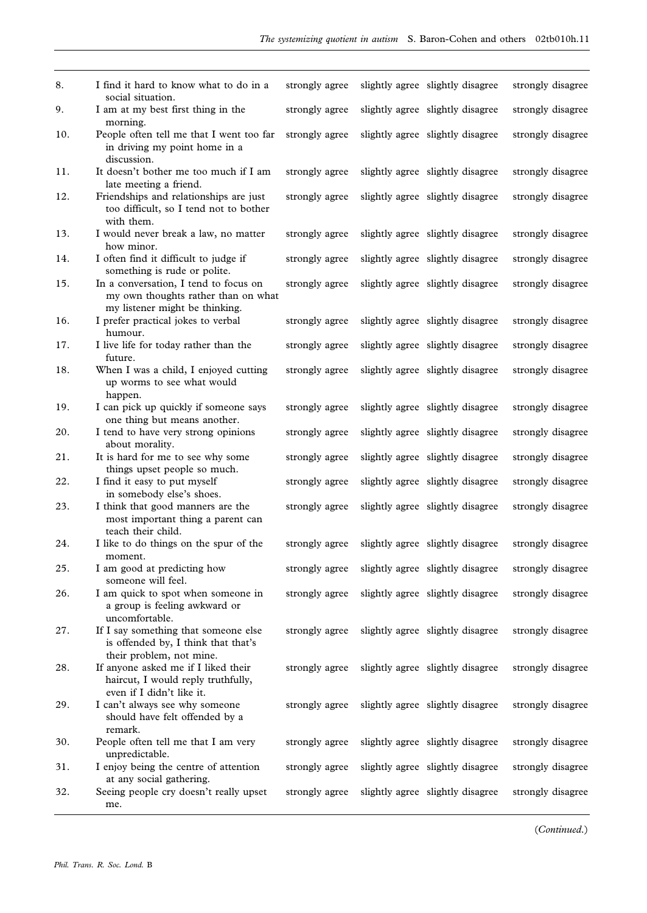| | | | | | |
|---|---|---|---|---|---|
| 8. | I find it hard to know what to do in a social situation. | strongly agree | slightly agree | slightly disagree | strongly disagree |
| 9. | I am at my best first thing in the morning. | strongly agree | slightly agree | slightly disagree | strongly disagree |
| 10. | People often tell me that I went too far in driving my point home in a discussion. | strongly agree | slightly agree | slightly disagree | strongly disagree |
| 11. | It doesn't bother me too much if I am late meeting a friend. | strongly agree | slightly agree | slightly disagree | strongly disagree |
| 12. | Friendships and relationships are just too difficult, so I tend not to bother with them. | strongly agree | slightly agree | slightly disagree | strongly disagree |
| 13. | I would never break a law, no matter how minor. | strongly agree | slightly agree | slightly disagree | strongly disagree |
| 14. | I often find it difficult to judge if something is rude or polite. | strongly agree | slightly agree | slightly disagree | strongly disagree |
| 15. | In a conversation, I tend to focus on my own thoughts rather than on what my listener might be thinking. | strongly agree | slightly agree | slightly disagree | strongly disagree |
| 16. | I prefer practical jokes to verbal humour. | strongly agree | slightly agree | slightly disagree | strongly disagree |
| 17. | I live life for today rather than the future. | strongly agree | slightly agree | slightly disagree | strongly disagree |
| 18. | When I was a child, I enjoyed cutting up worms to see what would happen. | strongly agree | slightly agree | slightly disagree | strongly disagree |
| 19. | I can pick up quickly if someone says one thing but means another. | strongly agree | slightly agree | slightly disagree | strongly disagree |
| 20. | I tend to have very strong opinions about morality. | strongly agree | slightly agree | slightly disagree | strongly disagree |
| 21. | It is hard for me to see why some things upset people so much. | strongly agree | slightly agree | slightly disagree | strongly disagree |
| 22. | I find it easy to put myself in somebody else's shoes. | strongly agree | slightly agree | slightly disagree | strongly disagree |
| 23. | I think that good manners are the most important thing a parent can teach their child. | strongly agree | slightly agree | slightly disagree | strongly disagree |
| 24. | I like to do things on the spur of the moment. | strongly agree | slightly agree | slightly disagree | strongly disagree |
| 25. | I am good at predicting how someone will feel. | strongly agree | slightly agree | slightly disagree | strongly disagree |
| 26. | I am quick to spot when someone in a group is feeling awkward or uncomfortable. | strongly agree | slightly agree | slightly disagree | strongly disagree |
| 27. | If I say something that someone else is offended by, I think that that's their problem, not mine. | strongly agree | slightly agree | slightly disagree | strongly disagree |
| 28. | If anyone asked me if I liked their haircut, I would reply truthfully, even if I didn't like it. | strongly agree | slightly agree | slightly disagree | strongly disagree |
| 29. | I can't always see why someone should have felt offended by a remark. | strongly agree | slightly agree | slightly disagree | strongly disagree |
| 30. | People often tell me that I am very unpredictable. | strongly agree | slightly agree | slightly disagree | strongly disagree |
| 31. | I enjoy being the centre of attention at any social gathering. | strongly agree | slightly agree | slightly disagree | strongly disagree |
| 32. | Seeing people cry doesn't really upset me. | strongly agree | slightly agree | slightly disagree | strongly disagree |

(*Continued.*)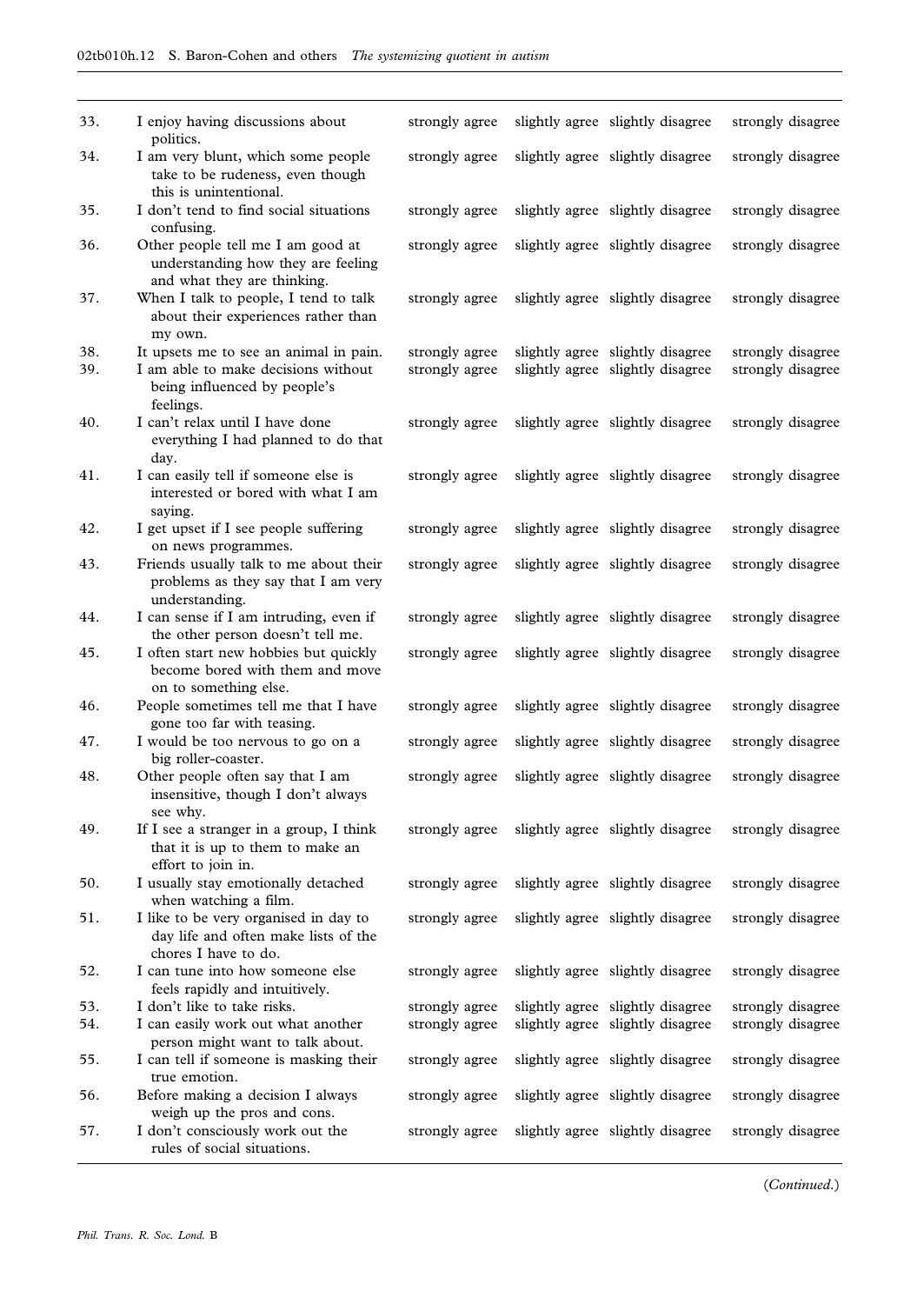| | | | | | |
|---|---|---|---|---|---|
| 33. | I enjoy having discussions about politics. | strongly agree | slightly agree | slightly disagree | strongly disagree |
| 34. | I am very blunt, which some people take to be rudeness, even though this is unintentional. | strongly agree | slightly agree | slightly disagree | strongly disagree |
| 35. | I don't tend to find social situations confusing. | strongly agree | slightly agree | slightly disagree | strongly disagree |
| 36. | Other people tell me I am good at understanding how they are feeling and what they are thinking. | strongly agree | slightly agree | slightly disagree | strongly disagree |
| 37. | When I talk to people, I tend to talk about their experiences rather than my own. | strongly agree | slightly agree | slightly disagree | strongly disagree |
| 38. | It upsets me to see an animal in pain. | strongly agree | slightly agree | slightly disagree | strongly disagree |
| 39. | I am able to make decisions without being influenced by people's feelings. | strongly agree | slightly agree | slightly disagree | strongly disagree |
| 40. | I can't relax until I have done everything I had planned to do that day. | strongly agree | slightly agree | slightly disagree | strongly disagree |
| 41. | I can easily tell if someone else is interested or bored with what I am saying. | strongly agree | slightly agree | slightly disagree | strongly disagree |
| 42. | I get upset if I see people suffering on news programmes. | strongly agree | slightly agree | slightly disagree | strongly disagree |
| 43. | Friends usually talk to me about their problems as they say that I am very understanding. | strongly agree | slightly agree | slightly disagree | strongly disagree |
| 44. | I can sense if I am intruding, even if the other person doesn't tell me. | strongly agree | slightly agree | slightly disagree | strongly disagree |
| 45. | I often start new hobbies but quickly become bored with them and move on to something else. | strongly agree | slightly agree | slightly disagree | strongly disagree |
| 46. | People sometimes tell me that I have gone too far with teasing. | strongly agree | slightly agree | slightly disagree | strongly disagree |
| 47. | I would be too nervous to go on a big roller-coaster. | strongly agree | slightly agree | slightly disagree | strongly disagree |
| 48. | Other people often say that I am insensitive, though I don't always see why. | strongly agree | slightly agree | slightly disagree | strongly disagree |
| 49. | If I see a stranger in a group, I think that it is up to them to make an effort to join in. | strongly agree | slightly agree | slightly disagree | strongly disagree |
| 50. | I usually stay emotionally detached when watching a film. | strongly agree | slightly agree | slightly disagree | strongly disagree |
| 51. | I like to be very organised in day to day life and often make lists of the chores I have to do. | strongly agree | slightly agree | slightly disagree | strongly disagree |
| 52. | I can tune into how someone else feels rapidly and intuitively. | strongly agree | slightly agree | slightly disagree | strongly disagree |
| 53. | I don't like to take risks. | strongly agree | slightly agree | slightly disagree | strongly disagree |
| 54. | I can easily work out what another person might want to talk about. | strongly agree | slightly agree | slightly disagree | strongly disagree |
| 55. | I can tell if someone is masking their true emotion. | strongly agree | slightly agree | slightly disagree | strongly disagree |
| 56. | Before making a decision I always weigh up the pros and cons. | strongly agree | slightly agree | slightly disagree | strongly disagree |
| 57. | I don't consciously work out the rules of social situations. | strongly agree | slightly agree | slightly disagree | strongly disagree |

(*Continued.*)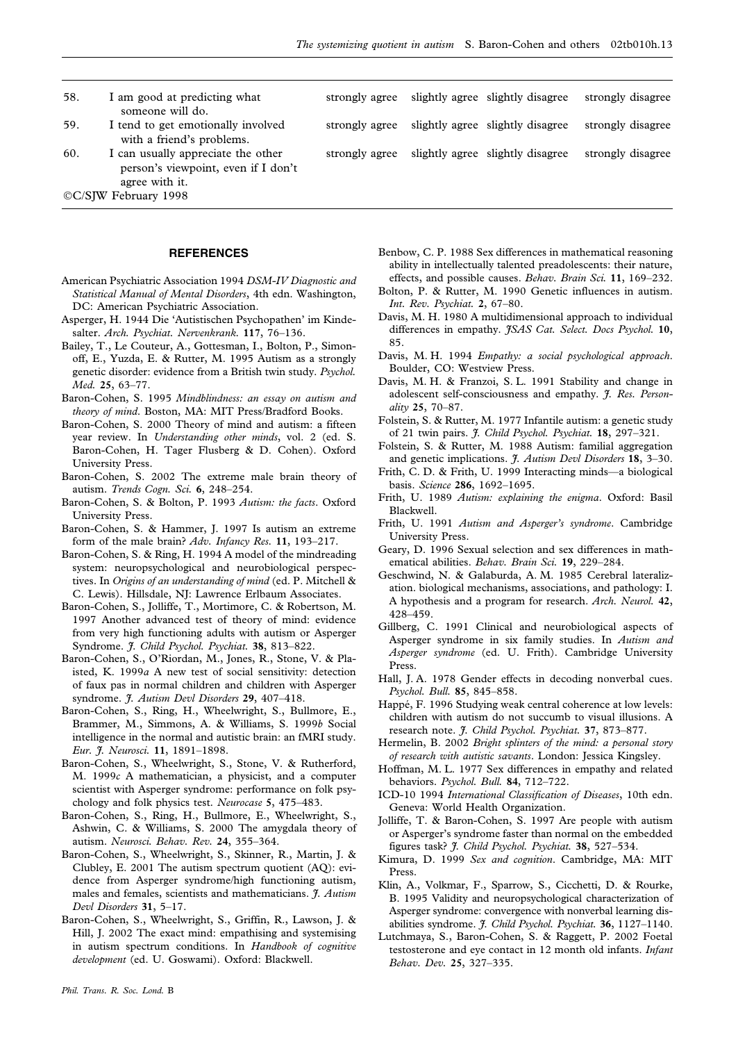| | | | | | |
|---|---|---|---|---|---|
| 58. | I am good at predicting what someone will do. | strongly agree | slightly agree | slightly disagree | strongly disagree |
| 59. | I tend to get emotionally involved with a friend's problems. | strongly agree | slightly agree | slightly disagree | strongly disagree |
| 60. | I can usually appreciate the other person's viewpoint, even if I don't agree with it. | strongly agree | slightly agree | slightly disagree | strongly disagree |

©C/SJW February 1998

## REFERENCES

American Psychiatric Association 1994 *DSM-IV Diagnostic and Statistical Manual of Mental Disorders*, 4th edn. Washington, DC: American Psychiatric Association.

Asperger, H. 1944 Die 'Autistischen Psychopathen' im Kindesalter. *Arch. Psychiat. Nervenkrank.* **117**, 76–136.

Bailey, T., Le Couteur, A., Gottesman, I., Bolton, P., Simonoff, E., Yuzda, E. & Rutter, M. 1995 Autism as a strongly genetic disorder: evidence from a British twin study. *Psychol. Med.* **25**, 63–77.

Baron-Cohen, S. 1995 *Mindblindness: an essay on autism and theory of mind*. Boston, MA: MIT Press/Bradford Books.

Baron-Cohen, S. 2000 Theory of mind and autism: a fifteen year review. In *Understanding other minds*, vol. 2 (ed. S. Baron-Cohen, H. Tager Flusberg & D. Cohen). Oxford University Press.

Baron-Cohen, S. 2002 The extreme male brain theory of autism. *Trends Cogn. Sci.* **6**, 248–254.

Baron-Cohen, S. & Bolton, P. 1993 *Autism: the facts*. Oxford University Press.

Baron-Cohen, S. & Hammer, J. 1997 Is autism an extreme form of the male brain? *Adv. Infancy Res.* **11**, 193–217.

Baron-Cohen, S. & Ring, H. 1994 A model of the mindreading system: neuropsychological and neurobiological perspectives. In *Origins of an understanding of mind* (ed. P. Mitchell & C. Lewis). Hillsdale, NJ: Lawrence Erlbaum Associates.

Baron-Cohen, S., Jolliffe, T., Mortimore, C. & Robertson, M. 1997 Another advanced test of theory of mind: evidence from very high functioning adults with autism or Asperger Syndrome. *J. Child Psychol. Psychiat.* **38**, 813–822.

Baron-Cohen, S., O'Riordan, M., Jones, R., Stone, V. & Plaisted, K. 1999*a* A new test of social sensitivity: detection of faux pas in normal children and children with Asperger syndrome. *J. Autism Devl Disorders* **29**, 407–418.

Baron-Cohen, S., Ring, H., Wheelwright, S., Bullmore, E., Brammer, M., Simmons, A. & Williams, S. 1999*b* Social intelligence in the normal and autistic brain: an fMRI study. *Eur. J. Neurosci.* **11**, 1891–1898.

Baron-Cohen, S., Wheelwright, S., Stone, V. & Rutherford, M. 1999*c* A mathematician, a physicist, and a computer scientist with Asperger syndrome: performance on folk psychology and folk physics test. *Neurocase* **5**, 475–483.

Baron-Cohen, S., Ring, H., Bullmore, E., Wheelwright, S., Ashwin, C. & Williams, S. 2000 The amygdala theory of autism. *Neurosci. Behav. Rev.* **24**, 355–364.

Baron-Cohen, S., Wheelwright, S., Skinner, R., Martin, J. & Clubley, E. 2001 The autism spectrum quotient (AQ): evidence from Asperger syndrome/high functioning autism, males and females, scientists and mathematicians. *J. Autism Devl Disorders* **31**, 5–17.

Baron-Cohen, S., Wheelwright, S., Griffin, R., Lawson, J. & Hill, J. 2002 The exact mind: empathising and systemising in autism spectrum conditions. In *Handbook of cognitive development* (ed. U. Goswami). Oxford: Blackwell.

Benbow, C. P. 1988 Sex differences in mathematical reasoning ability in intellectually talented preadolescents: their nature, effects, and possible causes. *Behav. Brain Sci.* **11**, 169–232.

Bolton, P. & Rutter, M. 1990 Genetic influences in autism. *Int. Rev. Psychiat.* **2**, 67–80.

Davis, M. H. 1980 A multidimensional approach to individual differences in empathy. *JSAS Cat. Select. Docs Psychol.* **10**, 85.

Davis, M. H. 1994 *Empathy: a social psychological approach*. Boulder, CO: Westview Press.

Davis, M. H. & Franzoi, S. L. 1991 Stability and change in adolescent self-consciousness and empathy. *J. Res. Personality* **25**, 70–87.

Folstein, S. & Rutter, M. 1977 Infantile autism: a genetic study of 21 twin pairs. *J. Child Psychol. Psychiat.* **18**, 297–321.

Folstein, S. & Rutter, M. 1988 Autism: familial aggregation and genetic implications. *J. Autism Devl Disorders* **18**, 3–30.

Frith, C. D. & Frith, U. 1999 Interacting minds—a biological basis. *Science* **286**, 1692–1695.

Frith, U. 1989 *Autism: explaining the enigma*. Oxford: Basil Blackwell.

Frith, U. 1991 *Autism and Asperger's syndrome*. Cambridge University Press.

Geary, D. 1996 Sexual selection and sex differences in mathematical abilities. *Behav. Brain Sci.* **19**, 229–284.

Geschwind, N. & Galaburda, A. M. 1985 Cerebral lateralization. biological mechanisms, associations, and pathology: I. A hypothesis and a program for research. *Arch. Neurol.* **42**, 428–459.

Gillberg, C. 1991 Clinical and neurobiological aspects of Asperger syndrome in six family studies. In *Autism and Asperger syndrome* (ed. U. Frith). Cambridge University Press.

Hall, J. A. 1978 Gender effects in decoding nonverbal cues. *Psychol. Bull.* **85**, 845–858.

Happé, F. 1996 Studying weak central coherence at low levels: children with autism do not succumb to visual illusions. A research note. *J. Child Psychol. Psychiat.* **37**, 873–877.

Hermelin, B. 2002 *Bright splinters of the mind: a personal story of research with autistic savants*. London: Jessica Kingsley.

Hoffman, M. L. 1977 Sex differences in empathy and related behaviors. *Psychol. Bull.* **84**, 712–722.

ICD-10 1994 *International Classification of Diseases*, 10th edn. Geneva: World Health Organization.

Jolliffe, T. & Baron-Cohen, S. 1997 Are people with autism or Asperger's syndrome faster than normal on the embedded figures task? *J. Child Psychol. Psychiat.* **38**, 527–534.

Kimura, D. 1999 *Sex and cognition*. Cambridge, MA: MIT Press.

Klin, A., Volkmar, F., Sparrow, S., Cicchetti, D. & Rourke, B. 1995 Validity and neuropsychological characterization of Asperger syndrome: convergence with nonverbal learning disabilities syndrome. *J. Child Psychol. Psychiat.* **36**, 1127–1140.

Lutchmaya, S., Baron-Cohen, S. & Raggett, P. 2002 Foetal testosterone and eye contact in 12 month old infants. *Infant Behav. Dev.* **25**, 327–335.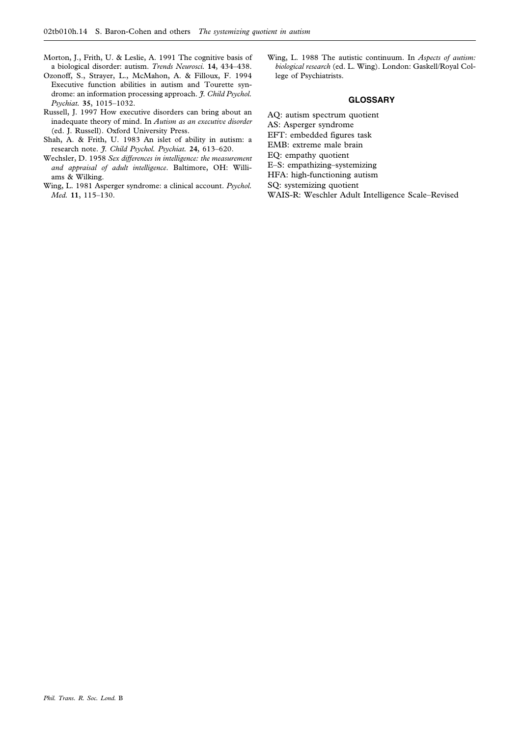Morton, J., Frith, U. & Leslie, A. 1991 The cognitive basis of a biological disorder: autism. *Trends Neurosci.* **14**, 434–438.

Ozonoff, S., Strayer, L., McMahon, A. & Filloux, F. 1994 Executive function abilities in autism and Tourette syndrome: an information processing approach. *J. Child Psychol. Psychiat.* **35**, 1015–1032.

Russell, J. 1997 How executive disorders can bring about an inadequate theory of mind. In *Autism as an executive disorder* (ed. J. Russell). Oxford University Press.

Shah, A. & Frith, U. 1983 An islet of ability in autism: a research note. *J. Child Psychol. Psychiat.* **24**, 613–620.

Wechsler, D. 1958 *Sex differences in intelligence: the measurement and appraisal of adult intelligence*. Baltimore, OH: Williams & Wilking.

Wing, L. 1981 Asperger syndrome: a clinical account. *Psychol. Med.* **11**, 115–130.

Wing, L. 1988 The autistic continuum. In *Aspects of autism: biological research* (ed. L. Wing). London: Gaskell/Royal College of Psychiatrists.

## GLOSSARY

AQ: autism spectrum quotient
AS: Asperger syndrome
EFT: embedded figures task
EMB: extreme male brain
EQ: empathy quotient
E–S: empathizing–systemizing
HFA: high-functioning autism
SQ: systemizing quotient
WAIS-R: Weschler Adult Intelligence Scale–Revised